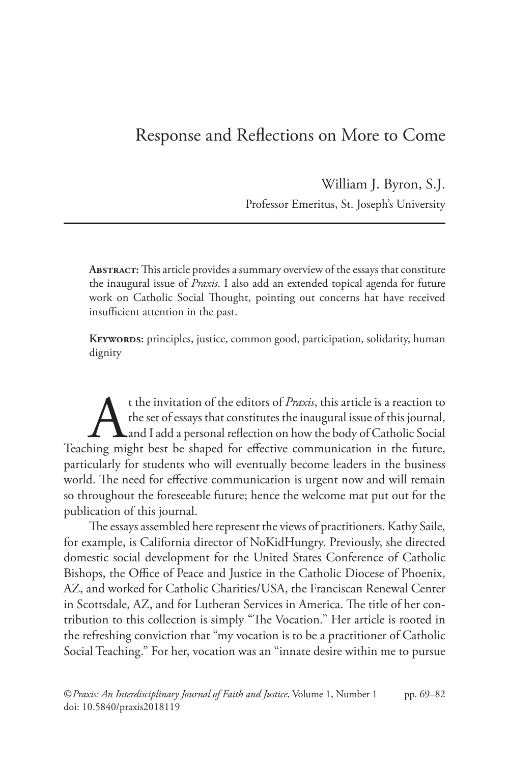# Response and Reflections on More to Come

William J. Byron, S.J.
Professor Emeritus, St. Joseph's University

**Abstract:** This article provides a summary overview of the essays that constitute the inaugural issue of *Praxis*. I also add an extended topical agenda for future work on Catholic Social Thought, pointing out concerns hat have received insufficient attention in the past.

**Keywords:** principles, justice, common good, participation, solidarity, human dignity

At the invitation of the editors of *Praxis*, this article is a reaction to the set of essays that constitutes the inaugural issue of this journal, and I add a personal reflection on how the body of Catholic Social Teaching might best be shaped for effective communication in the future, particularly for students who will eventually become leaders in the business world. The need for effective communication is urgent now and will remain so throughout the foreseeable future; hence the welcome mat put out for the publication of this journal.

The essays assembled here represent the views of practitioners. Kathy Saile, for example, is California director of NoKidHungry. Previously, she directed domestic social development for the United States Conference of Catholic Bishops, the Office of Peace and Justice in the Catholic Diocese of Phoenix, AZ, and worked for Catholic Charities/USA, the Franciscan Renewal Center in Scottsdale, AZ, and for Lutheran Services in America. The title of her contribution to this collection is simply "The Vocation." Her article is rooted in the refreshing conviction that "my vocation is to be a practitioner of Catholic Social Teaching." For her, vocation was an "innate desire within me to pursue

© *Praxis: An Interdisciplinary Journal of Faith and Justice*, Volume 1, Number 1 pp. 69–82
doi: 10.5840/praxis2018119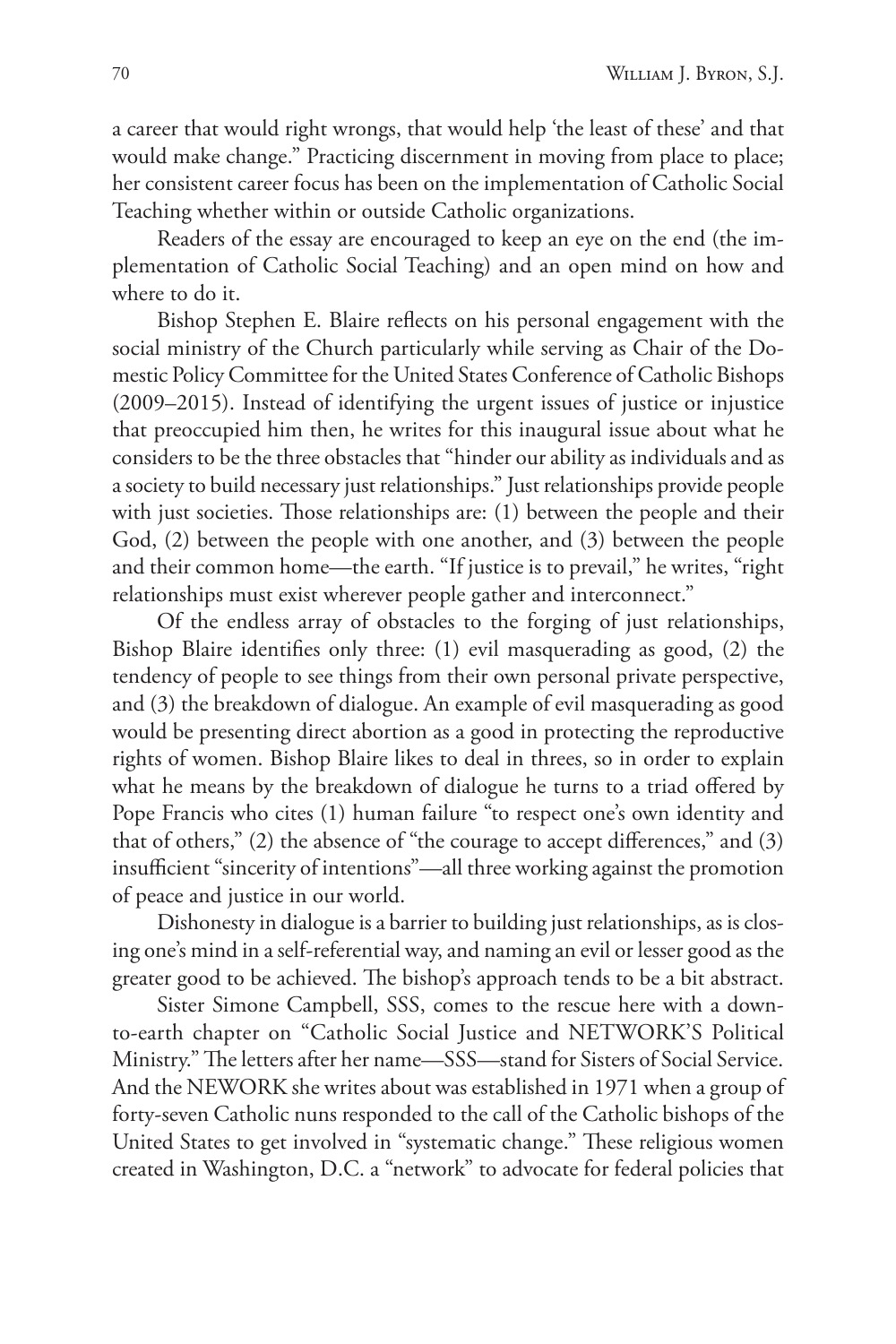a career that would right wrongs, that would help 'the least of these' and that would make change." Practicing discernment in moving from place to place; her consistent career focus has been on the implementation of Catholic Social Teaching whether within or outside Catholic organizations.

Readers of the essay are encouraged to keep an eye on the end (the implementation of Catholic Social Teaching) and an open mind on how and where to do it.

Bishop Stephen E. Blaire reflects on his personal engagement with the social ministry of the Church particularly while serving as Chair of the Domestic Policy Committee for the United States Conference of Catholic Bishops (2009–2015). Instead of identifying the urgent issues of justice or injustice that preoccupied him then, he writes for this inaugural issue about what he considers to be the three obstacles that "hinder our ability as individuals and as a society to build necessary just relationships." Just relationships provide people with just societies. Those relationships are: (1) between the people and their God, (2) between the people with one another, and (3) between the people and their common home—the earth. "If justice is to prevail," he writes, "right relationships must exist wherever people gather and interconnect."

Of the endless array of obstacles to the forging of just relationships, Bishop Blaire identifies only three: (1) evil masquerading as good, (2) the tendency of people to see things from their own personal private perspective, and (3) the breakdown of dialogue. An example of evil masquerading as good would be presenting direct abortion as a good in protecting the reproductive rights of women. Bishop Blaire likes to deal in threes, so in order to explain what he means by the breakdown of dialogue he turns to a triad offered by Pope Francis who cites (1) human failure "to respect one's own identity and that of others," (2) the absence of "the courage to accept differences," and (3) insufficient "sincerity of intentions"—all three working against the promotion of peace and justice in our world.

Dishonesty in dialogue is a barrier to building just relationships, as is closing one's mind in a self-referential way, and naming an evil or lesser good as the greater good to be achieved. The bishop's approach tends to be a bit abstract.

Sister Simone Campbell, SSS, comes to the rescue here with a down-to-earth chapter on "Catholic Social Justice and NETWORK'S Political Ministry." The letters after her name—SSS—stand for Sisters of Social Service. And the NEWORK she writes about was established in 1971 when a group of forty-seven Catholic nuns responded to the call of the Catholic bishops of the United States to get involved in "systematic change." These religious women created in Washington, D.C. a "network" to advocate for federal policies that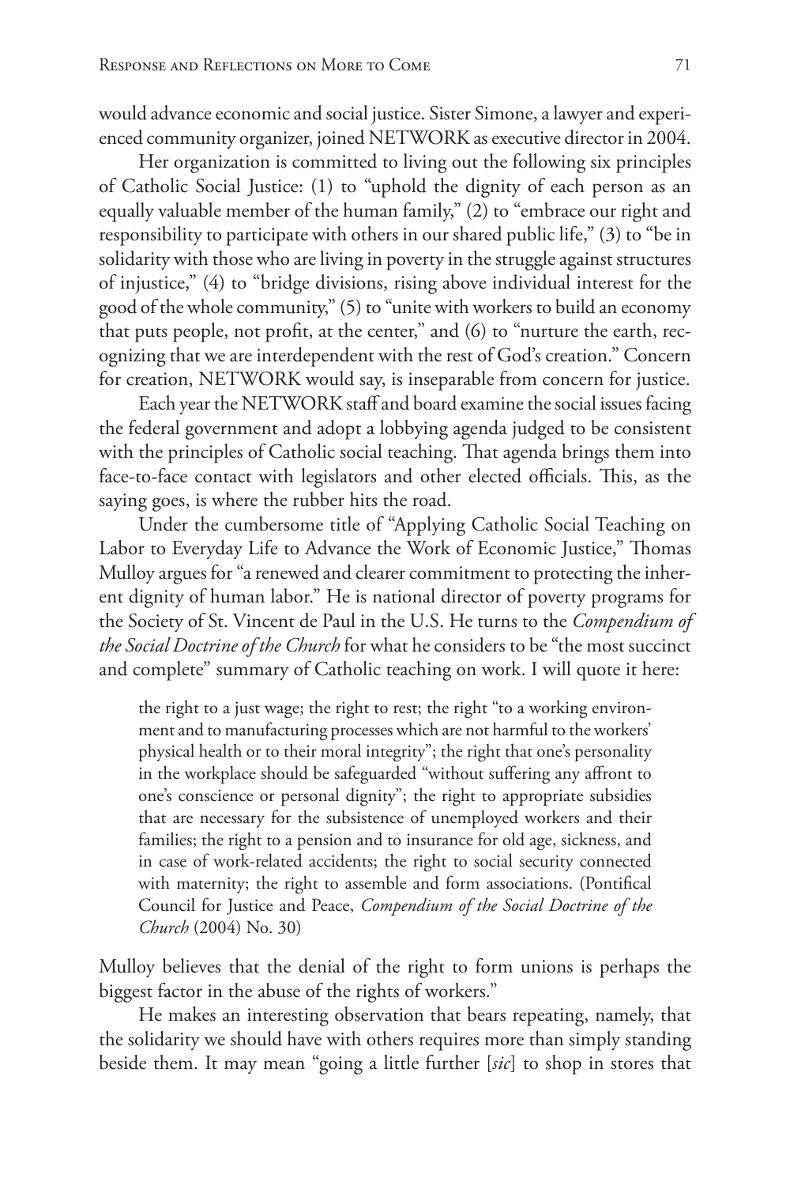would advance economic and social justice. Sister Simone, a lawyer and experienced community organizer, joined NETWORK as executive director in 2004.

Her organization is committed to living out the following six principles of Catholic Social Justice: (1) to "uphold the dignity of each person as an equally valuable member of the human family," (2) to "embrace our right and responsibility to participate with others in our shared public life," (3) to "be in solidarity with those who are living in poverty in the struggle against structures of injustice," (4) to "bridge divisions, rising above individual interest for the good of the whole community," (5) to "unite with workers to build an economy that puts people, not profit, at the center," and (6) to "nurture the earth, recognizing that we are interdependent with the rest of God's creation." Concern for creation, NETWORK would say, is inseparable from concern for justice.

Each year the NETWORK staff and board examine the social issues facing the federal government and adopt a lobbying agenda judged to be consistent with the principles of Catholic social teaching. That agenda brings them into face-to-face contact with legislators and other elected officials. This, as the saying goes, is where the rubber hits the road.

Under the cumbersome title of "Applying Catholic Social Teaching on Labor to Everyday Life to Advance the Work of Economic Justice," Thomas Mulloy argues for "a renewed and clearer commitment to protecting the inherent dignity of human labor." He is national director of poverty programs for the Society of St. Vincent de Paul in the U.S. He turns to the *Compendium of the Social Doctrine of the Church* for what he considers to be "the most succinct and complete" summary of Catholic teaching on work. I will quote it here:

> the right to a just wage; the right to rest; the right "to a working environment and to manufacturing processes which are not harmful to the workers' physical health or to their moral integrity"; the right that one's personality in the workplace should be safeguarded "without suffering any affront to one's conscience or personal dignity"; the right to appropriate subsidies that are necessary for the subsistence of unemployed workers and their families; the right to a pension and to insurance for old age, sickness, and in case of work-related accidents; the right to social security connected with maternity; the right to assemble and form associations. (Pontifical Council for Justice and Peace, *Compendium of the Social Doctrine of the Church* (2004) No. 30)

Mulloy believes that the denial of the right to form unions is perhaps the biggest factor in the abuse of the rights of workers."

He makes an interesting observation that bears repeating, namely, that the solidarity we should have with others requires more than simply standing beside them. It may mean "going a little further [*sic*] to shop in stores that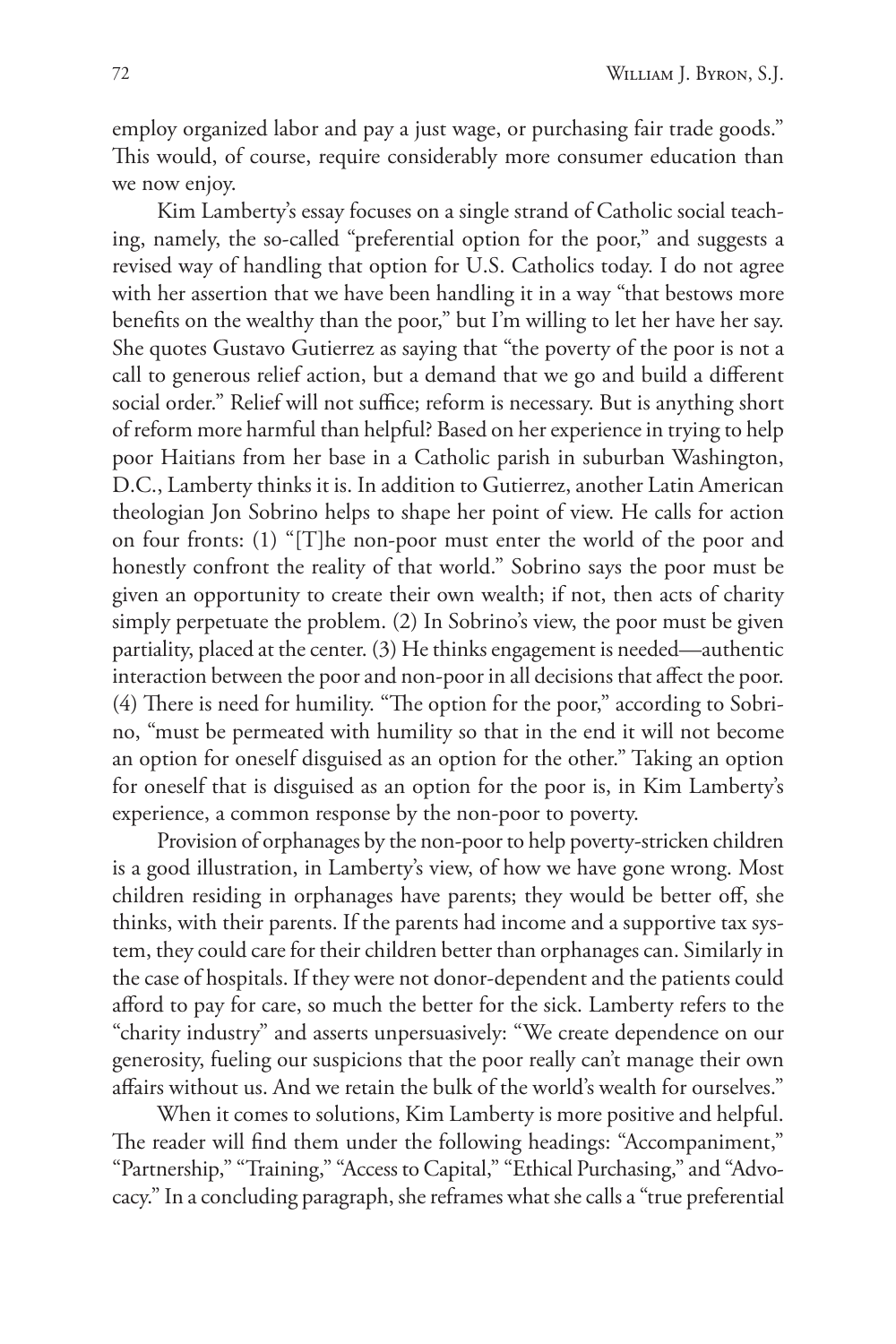employ organized labor and pay a just wage, or purchasing fair trade goods." This would, of course, require considerably more consumer education than we now enjoy.

Kim Lamberty's essay focuses on a single strand of Catholic social teaching, namely, the so-called "preferential option for the poor," and suggests a revised way of handling that option for U.S. Catholics today. I do not agree with her assertion that we have been handling it in a way "that bestows more benefits on the wealthy than the poor," but I'm willing to let her have her say. She quotes Gustavo Gutierrez as saying that "the poverty of the poor is not a call to generous relief action, but a demand that we go and build a different social order." Relief will not suffice; reform is necessary. But is anything short of reform more harmful than helpful? Based on her experience in trying to help poor Haitians from her base in a Catholic parish in suburban Washington, D.C., Lamberty thinks it is. In addition to Gutierrez, another Latin American theologian Jon Sobrino helps to shape her point of view. He calls for action on four fronts: (1) "[T]he non-poor must enter the world of the poor and honestly confront the reality of that world." Sobrino says the poor must be given an opportunity to create their own wealth; if not, then acts of charity simply perpetuate the problem. (2) In Sobrino's view, the poor must be given partiality, placed at the center. (3) He thinks engagement is needed—authentic interaction between the poor and non-poor in all decisions that affect the poor. (4) There is need for humility. "The option for the poor," according to Sobrino, "must be permeated with humility so that in the end it will not become an option for oneself disguised as an option for the other." Taking an option for oneself that is disguised as an option for the poor is, in Kim Lamberty's experience, a common response by the non-poor to poverty.

Provision of orphanages by the non-poor to help poverty-stricken children is a good illustration, in Lamberty's view, of how we have gone wrong. Most children residing in orphanages have parents; they would be better off, she thinks, with their parents. If the parents had income and a supportive tax system, they could care for their children better than orphanages can. Similarly in the case of hospitals. If they were not donor-dependent and the patients could afford to pay for care, so much the better for the sick. Lamberty refers to the "charity industry" and asserts unpersuasively: "We create dependence on our generosity, fueling our suspicions that the poor really can't manage their own affairs without us. And we retain the bulk of the world's wealth for ourselves."

When it comes to solutions, Kim Lamberty is more positive and helpful. The reader will find them under the following headings: "Accompaniment," "Partnership," "Training," "Access to Capital," "Ethical Purchasing," and "Advocacy." In a concluding paragraph, she reframes what she calls a "true preferential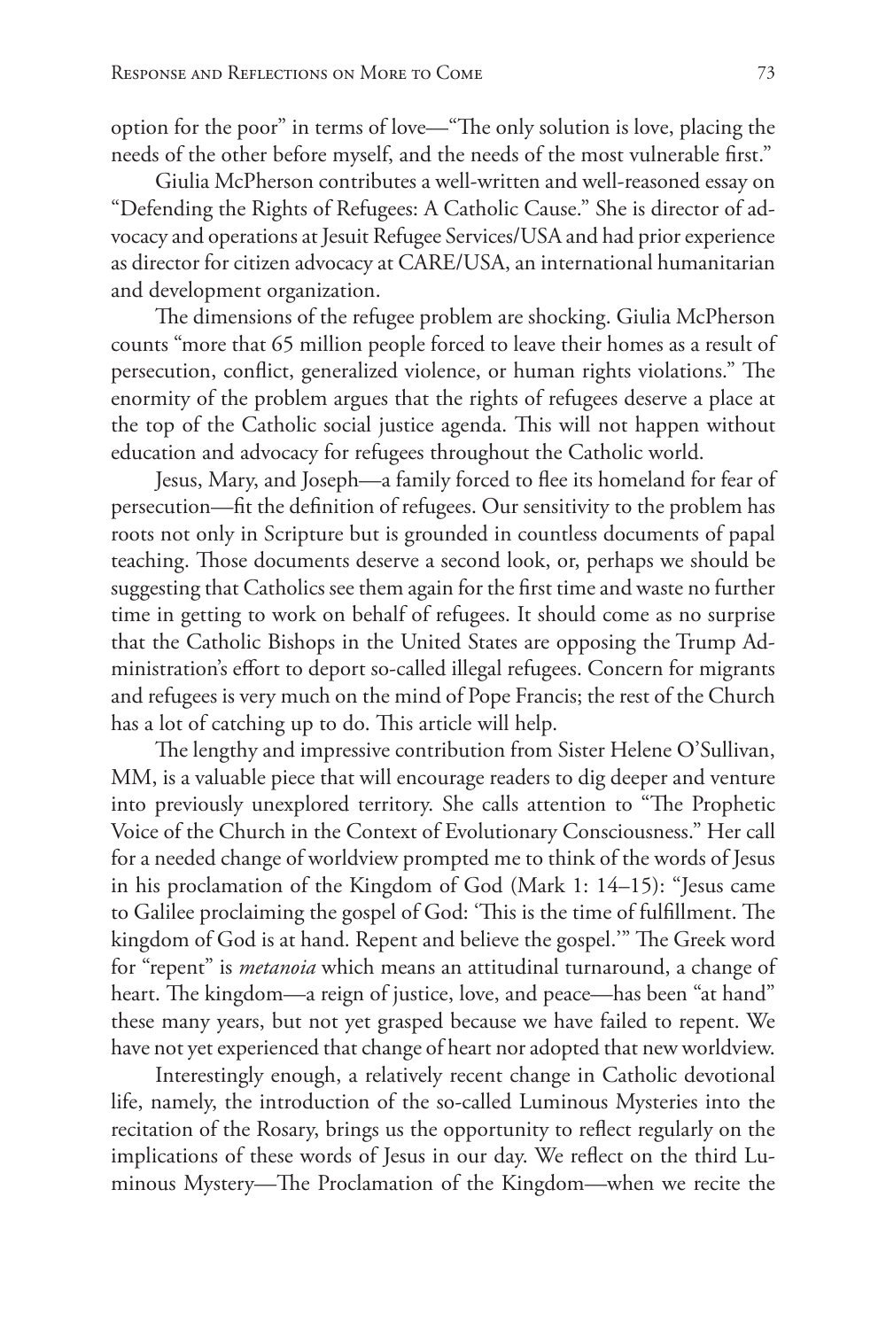option for the poor" in terms of love—"The only solution is love, placing the needs of the other before myself, and the needs of the most vulnerable first."

Giulia McPherson contributes a well-written and well-reasoned essay on "Defending the Rights of Refugees: A Catholic Cause." She is director of advocacy and operations at Jesuit Refugee Services/USA and had prior experience as director for citizen advocacy at CARE/USA, an international humanitarian and development organization.

The dimensions of the refugee problem are shocking. Giulia McPherson counts "more that 65 million people forced to leave their homes as a result of persecution, conflict, generalized violence, or human rights violations." The enormity of the problem argues that the rights of refugees deserve a place at the top of the Catholic social justice agenda. This will not happen without education and advocacy for refugees throughout the Catholic world.

Jesus, Mary, and Joseph—a family forced to flee its homeland for fear of persecution—fit the definition of refugees. Our sensitivity to the problem has roots not only in Scripture but is grounded in countless documents of papal teaching. Those documents deserve a second look, or, perhaps we should be suggesting that Catholics see them again for the first time and waste no further time in getting to work on behalf of refugees. It should come as no surprise that the Catholic Bishops in the United States are opposing the Trump Administration's effort to deport so-called illegal refugees. Concern for migrants and refugees is very much on the mind of Pope Francis; the rest of the Church has a lot of catching up to do. This article will help.

The lengthy and impressive contribution from Sister Helene O'Sullivan, MM, is a valuable piece that will encourage readers to dig deeper and venture into previously unexplored territory. She calls attention to "The Prophetic Voice of the Church in the Context of Evolutionary Consciousness." Her call for a needed change of worldview prompted me to think of the words of Jesus in his proclamation of the Kingdom of God (Mark 1: 14–15): "Jesus came to Galilee proclaiming the gospel of God: 'This is the time of fulfillment. The kingdom of God is at hand. Repent and believe the gospel.'" The Greek word for "repent" is *metanoia* which means an attitudinal turnaround, a change of heart. The kingdom—a reign of justice, love, and peace—has been "at hand" these many years, but not yet grasped because we have failed to repent. We have not yet experienced that change of heart nor adopted that new worldview.

Interestingly enough, a relatively recent change in Catholic devotional life, namely, the introduction of the so-called Luminous Mysteries into the recitation of the Rosary, brings us the opportunity to reflect regularly on the implications of these words of Jesus in our day. We reflect on the third Luminous Mystery—The Proclamation of the Kingdom—when we recite the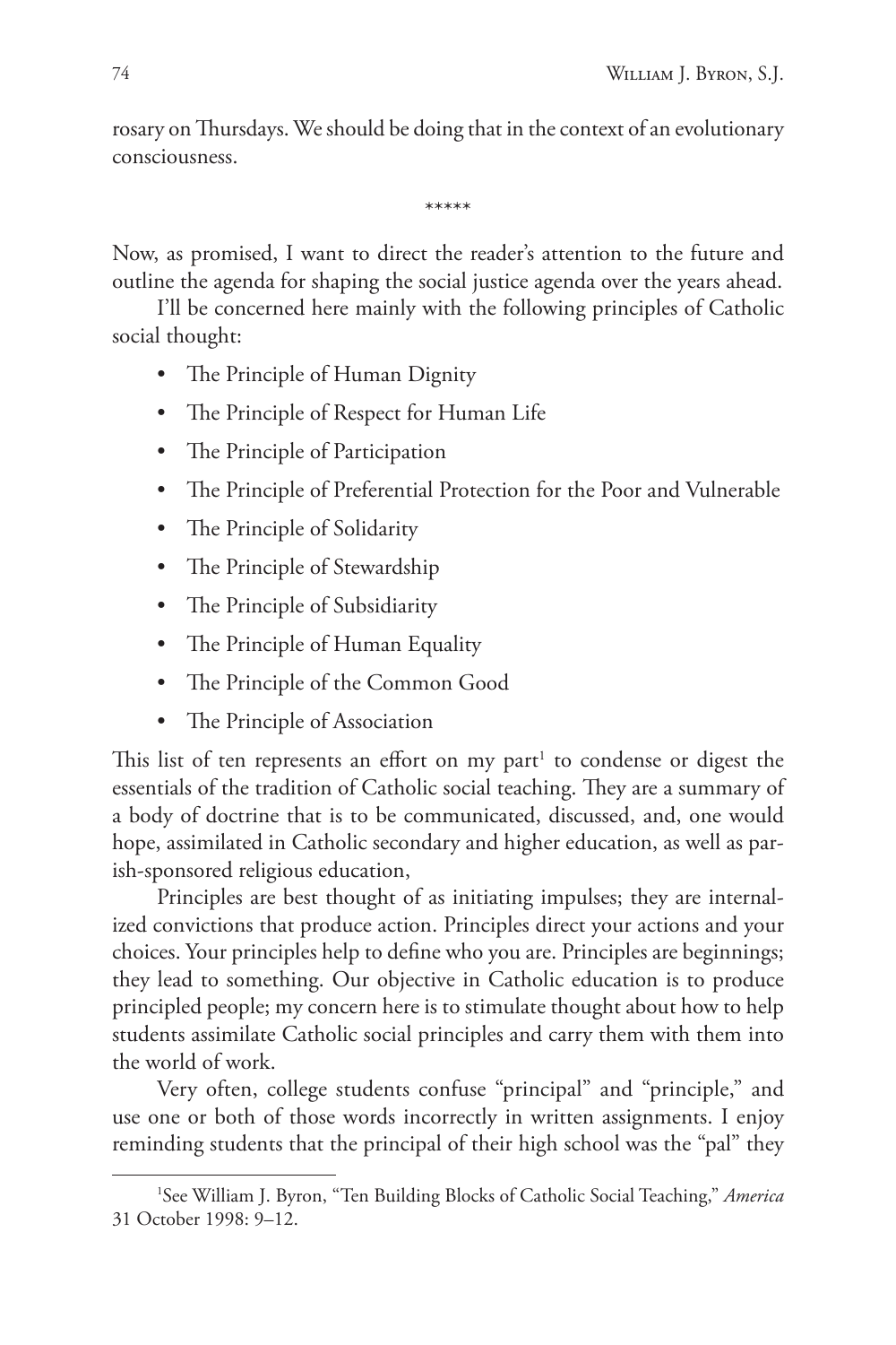rosary on Thursdays. We should be doing that in the context of an evolutionary consciousness.

\*\*\*\*\*

Now, as promised, I want to direct the reader's attention to the future and outline the agenda for shaping the social justice agenda over the years ahead.

I'll be concerned here mainly with the following principles of Catholic social thought:

- The Principle of Human Dignity
- The Principle of Respect for Human Life
- The Principle of Participation
- The Principle of Preferential Protection for the Poor and Vulnerable
- The Principle of Solidarity
- The Principle of Stewardship
- The Principle of Subsidiarity
- The Principle of Human Equality
- The Principle of the Common Good
- The Principle of Association

This list of ten represents an effort on my part[1] to condense or digest the essentials of the tradition of Catholic social teaching. They are a summary of a body of doctrine that is to be communicated, discussed, and, one would hope, assimilated in Catholic secondary and higher education, as well as parish-sponsored religious education,

Principles are best thought of as initiating impulses; they are internalized convictions that produce action. Principles direct your actions and your choices. Your principles help to define who you are. Principles are beginnings; they lead to something. Our objective in Catholic education is to produce principled people; my concern here is to stimulate thought about how to help students assimilate Catholic social principles and carry them with them into the world of work.

Very often, college students confuse "principal" and "principle," and use one or both of those words incorrectly in written assignments. I enjoy reminding students that the principal of their high school was the "pal" they

[1]See William J. Byron, "Ten Building Blocks of Catholic Social Teaching," *America* 31 October 1998: 9–12.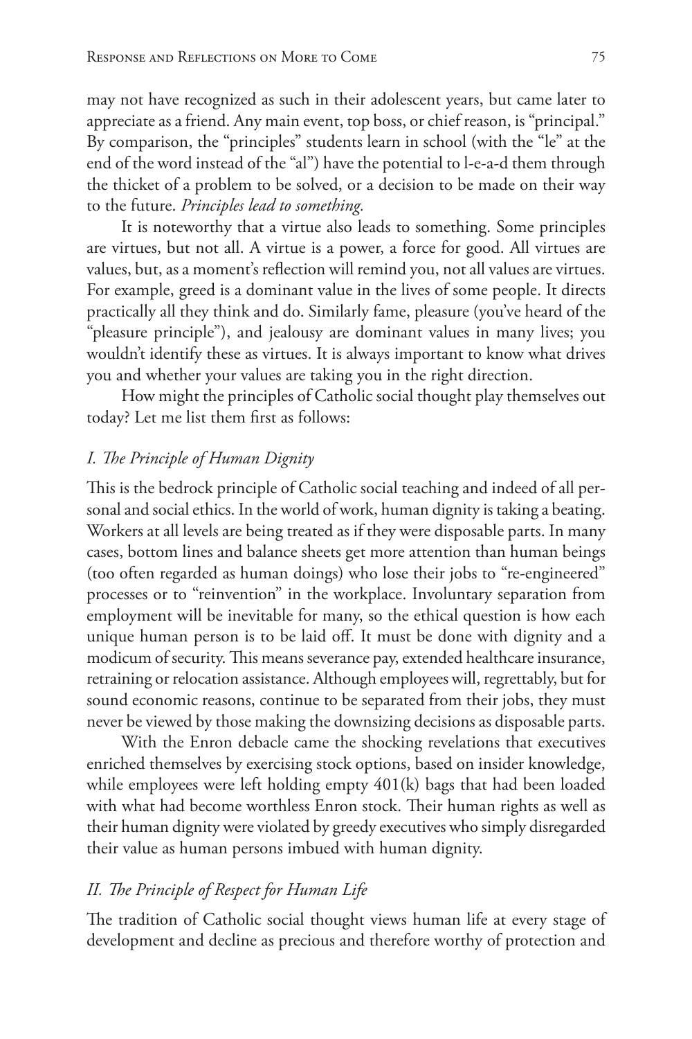may not have recognized as such in their adolescent years, but came later to appreciate as a friend. Any main event, top boss, or chief reason, is "principal." By comparison, the "principles" students learn in school (with the "le" at the end of the word instead of the "al") have the potential to l-e-a-d them through the thicket of a problem to be solved, or a decision to be made on their way to the future. *Principles lead to something.*

It is noteworthy that a virtue also leads to something. Some principles are virtues, but not all. A virtue is a power, a force for good. All virtues are values, but, as a moment's reflection will remind you, not all values are virtues. For example, greed is a dominant value in the lives of some people. It directs practically all they think and do. Similarly fame, pleasure (you've heard of the "pleasure principle"), and jealousy are dominant values in many lives; you wouldn't identify these as virtues. It is always important to know what drives you and whether your values are taking you in the right direction.

How might the principles of Catholic social thought play themselves out today? Let me list them first as follows:

### *I. The Principle of Human Dignity*

This is the bedrock principle of Catholic social teaching and indeed of all personal and social ethics. In the world of work, human dignity is taking a beating. Workers at all levels are being treated as if they were disposable parts. In many cases, bottom lines and balance sheets get more attention than human beings (too often regarded as human doings) who lose their jobs to "re-engineered" processes or to "reinvention" in the workplace. Involuntary separation from employment will be inevitable for many, so the ethical question is how each unique human person is to be laid off. It must be done with dignity and a modicum of security. This means severance pay, extended healthcare insurance, retraining or relocation assistance. Although employees will, regrettably, but for sound economic reasons, continue to be separated from their jobs, they must never be viewed by those making the downsizing decisions as disposable parts.

With the Enron debacle came the shocking revelations that executives enriched themselves by exercising stock options, based on insider knowledge, while employees were left holding empty 401(k) bags that had been loaded with what had become worthless Enron stock. Their human rights as well as their human dignity were violated by greedy executives who simply disregarded their value as human persons imbued with human dignity.

### *II. The Principle of Respect for Human Life*

The tradition of Catholic social thought views human life at every stage of development and decline as precious and therefore worthy of protection and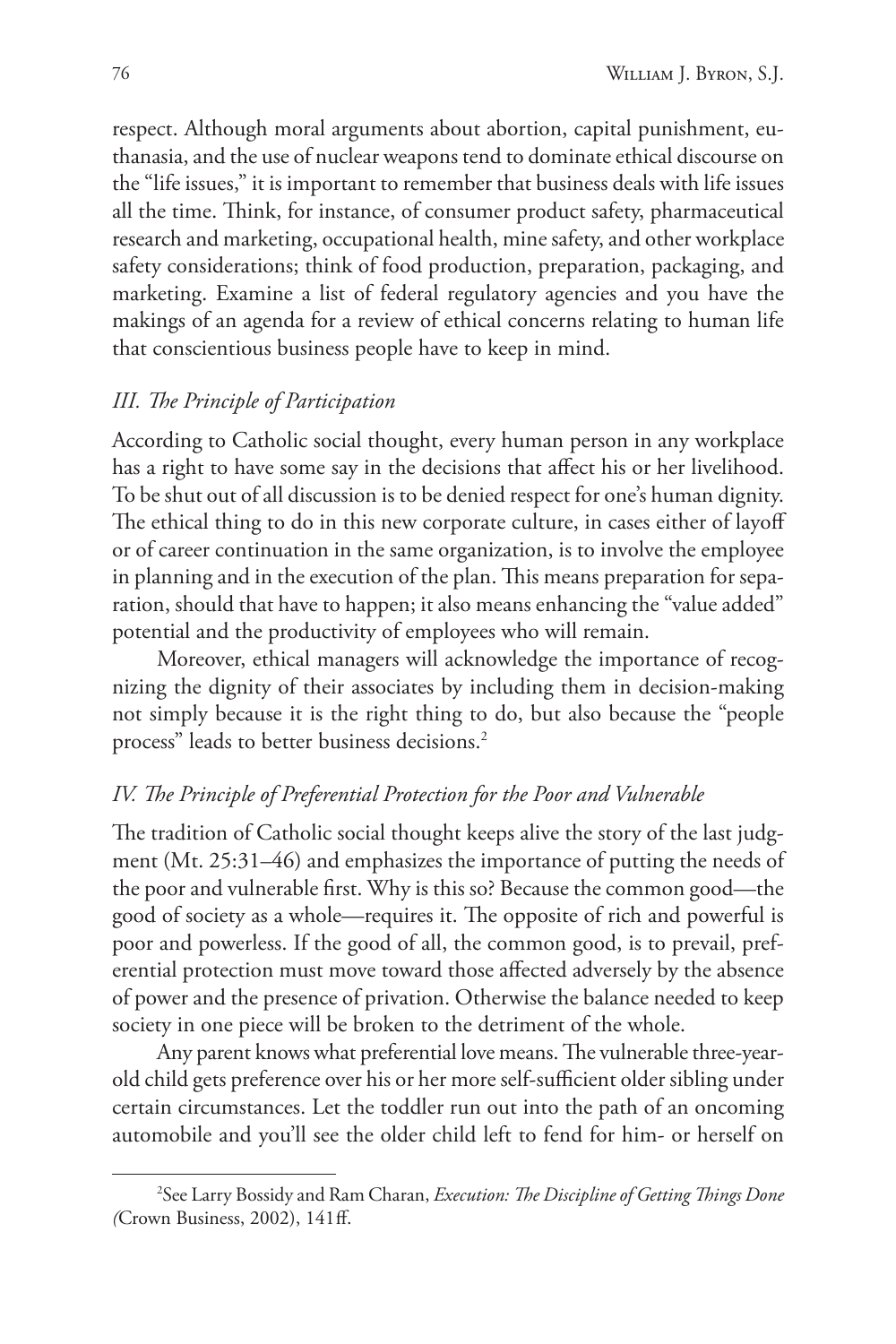respect. Although moral arguments about abortion, capital punishment, euthanasia, and the use of nuclear weapons tend to dominate ethical discourse on the "life issues," it is important to remember that business deals with life issues all the time. Think, for instance, of consumer product safety, pharmaceutical research and marketing, occupational health, mine safety, and other workplace safety considerations; think of food production, preparation, packaging, and marketing. Examine a list of federal regulatory agencies and you have the makings of an agenda for a review of ethical concerns relating to human life that conscientious business people have to keep in mind.

### *III. The Principle of Participation*

According to Catholic social thought, every human person in any workplace has a right to have some say in the decisions that affect his or her livelihood. To be shut out of all discussion is to be denied respect for one's human dignity. The ethical thing to do in this new corporate culture, in cases either of layoff or of career continuation in the same organization, is to involve the employee in planning and in the execution of the plan. This means preparation for separation, should that have to happen; it also means enhancing the "value added" potential and the productivity of employees who will remain.

Moreover, ethical managers will acknowledge the importance of recognizing the dignity of their associates by including them in decision-making not simply because it is the right thing to do, but also because the "people process" leads to better business decisions.[2]

### *IV. The Principle of Preferential Protection for the Poor and Vulnerable*

The tradition of Catholic social thought keeps alive the story of the last judgment (Mt. 25:31–46) and emphasizes the importance of putting the needs of the poor and vulnerable first. Why is this so? Because the common good—the good of society as a whole—requires it. The opposite of rich and powerful is poor and powerless. If the good of all, the common good, is to prevail, preferential protection must move toward those affected adversely by the absence of power and the presence of privation. Otherwise the balance needed to keep society in one piece will be broken to the detriment of the whole.

Any parent knows what preferential love means. The vulnerable three-year-old child gets preference over his or her more self-sufficient older sibling under certain circumstances. Let the toddler run out into the path of an oncoming automobile and you'll see the older child left to fend for him- or herself on

---

[2] See Larry Bossidy and Ram Charan, *Execution: The Discipline of Getting Things Done (*Crown Business, 2002), 141ff.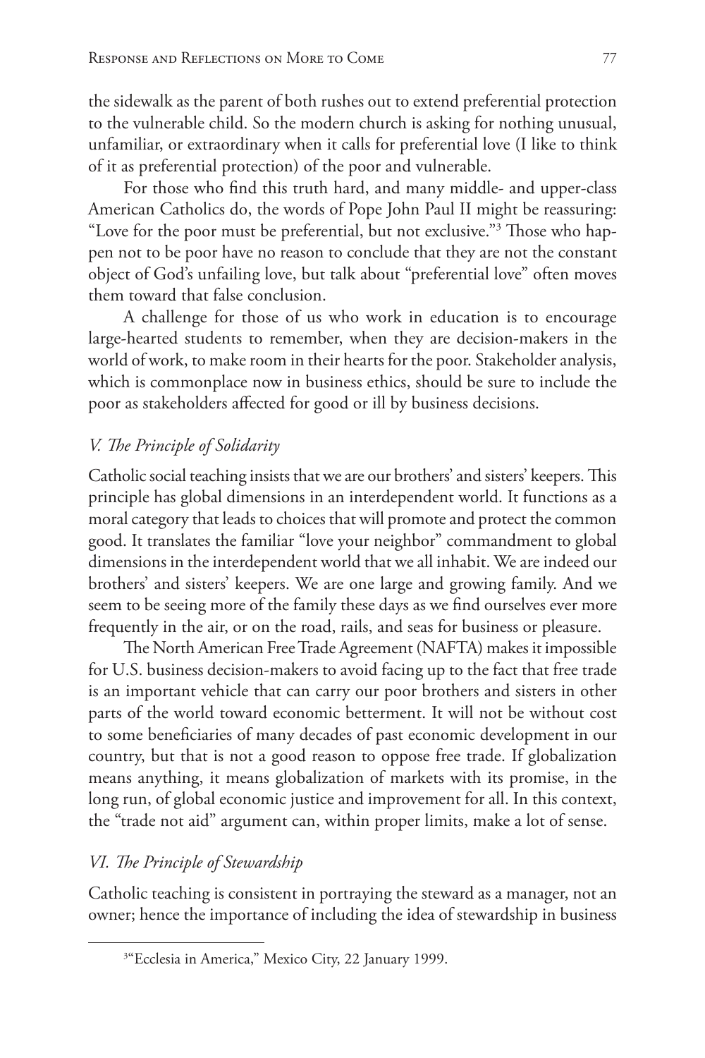the sidewalk as the parent of both rushes out to extend preferential protection to the vulnerable child. So the modern church is asking for nothing unusual, unfamiliar, or extraordinary when it calls for preferential love (I like to think of it as preferential protection) of the poor and vulnerable.

For those who find this truth hard, and many middle- and upper-class American Catholics do, the words of Pope John Paul II might be reassuring: "Love for the poor must be preferential, but not exclusive."[3] Those who happen not to be poor have no reason to conclude that they are not the constant object of God's unfailing love, but talk about "preferential love" often moves them toward that false conclusion.

A challenge for those of us who work in education is to encourage large-hearted students to remember, when they are decision-makers in the world of work, to make room in their hearts for the poor. Stakeholder analysis, which is commonplace now in business ethics, should be sure to include the poor as stakeholders affected for good or ill by business decisions.

### *V. The Principle of Solidarity*

Catholic social teaching insists that we are our brothers' and sisters' keepers. This principle has global dimensions in an interdependent world. It functions as a moral category that leads to choices that will promote and protect the common good. It translates the familiar "love your neighbor" commandment to global dimensions in the interdependent world that we all inhabit. We are indeed our brothers' and sisters' keepers. We are one large and growing family. And we seem to be seeing more of the family these days as we find ourselves ever more frequently in the air, or on the road, rails, and seas for business or pleasure.

The North American Free Trade Agreement (NAFTA) makes it impossible for U.S. business decision-makers to avoid facing up to the fact that free trade is an important vehicle that can carry our poor brothers and sisters in other parts of the world toward economic betterment. It will not be without cost to some beneficiaries of many decades of past economic development in our country, but that is not a good reason to oppose free trade. If globalization means anything, it means globalization of markets with its promise, in the long run, of global economic justice and improvement for all. In this context, the "trade not aid" argument can, within proper limits, make a lot of sense.

### *VI. The Principle of Stewardship*

Catholic teaching is consistent in portraying the steward as a manager, not an owner; hence the importance of including the idea of stewardship in business

[3] "Ecclesia in America," Mexico City, 22 January 1999.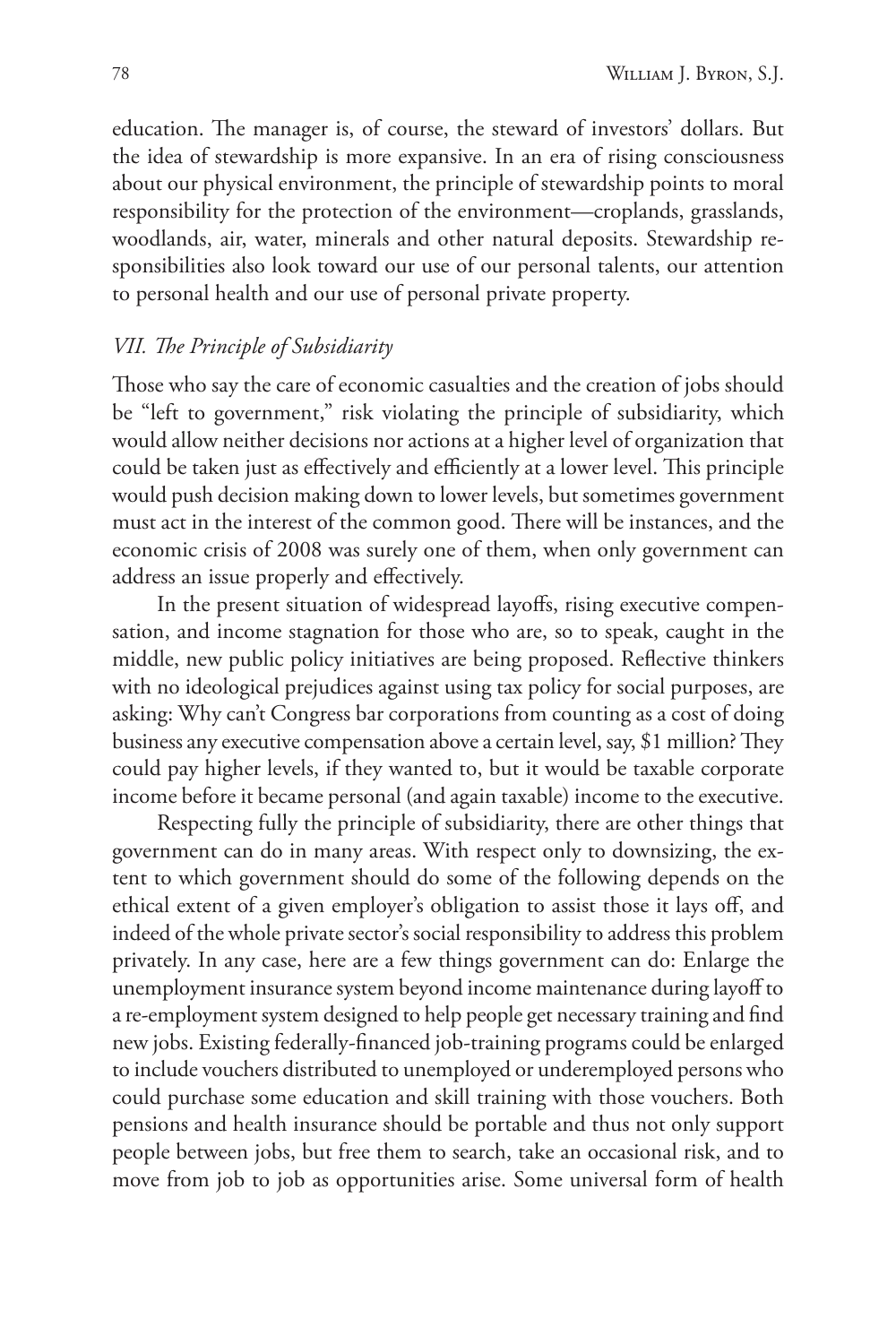education. The manager is, of course, the steward of investors' dollars. But the idea of stewardship is more expansive. In an era of rising consciousness about our physical environment, the principle of stewardship points to moral responsibility for the protection of the environment—croplands, grasslands, woodlands, air, water, minerals and other natural deposits. Stewardship responsibilities also look toward our use of our personal talents, our attention to personal health and our use of personal private property.

### *VII. The Principle of Subsidiarity*

Those who say the care of economic casualties and the creation of jobs should be "left to government," risk violating the principle of subsidiarity, which would allow neither decisions nor actions at a higher level of organization that could be taken just as effectively and efficiently at a lower level. This principle would push decision making down to lower levels, but sometimes government must act in the interest of the common good. There will be instances, and the economic crisis of 2008 was surely one of them, when only government can address an issue properly and effectively.

In the present situation of widespread layoffs, rising executive compensation, and income stagnation for those who are, so to speak, caught in the middle, new public policy initiatives are being proposed. Reflective thinkers with no ideological prejudices against using tax policy for social purposes, are asking: Why can't Congress bar corporations from counting as a cost of doing business any executive compensation above a certain level, say, $1 million? They could pay higher levels, if they wanted to, but it would be taxable corporate income before it became personal (and again taxable) income to the executive.

Respecting fully the principle of subsidiarity, there are other things that government can do in many areas. With respect only to downsizing, the extent to which government should do some of the following depends on the ethical extent of a given employer's obligation to assist those it lays off, and indeed of the whole private sector's social responsibility to address this problem privately. In any case, here are a few things government can do: Enlarge the unemployment insurance system beyond income maintenance during layoff to a re-employment system designed to help people get necessary training and find new jobs. Existing federally-financed job-training programs could be enlarged to include vouchers distributed to unemployed or underemployed persons who could purchase some education and skill training with those vouchers. Both pensions and health insurance should be portable and thus not only support people between jobs, but free them to search, take an occasional risk, and to move from job to job as opportunities arise. Some universal form of health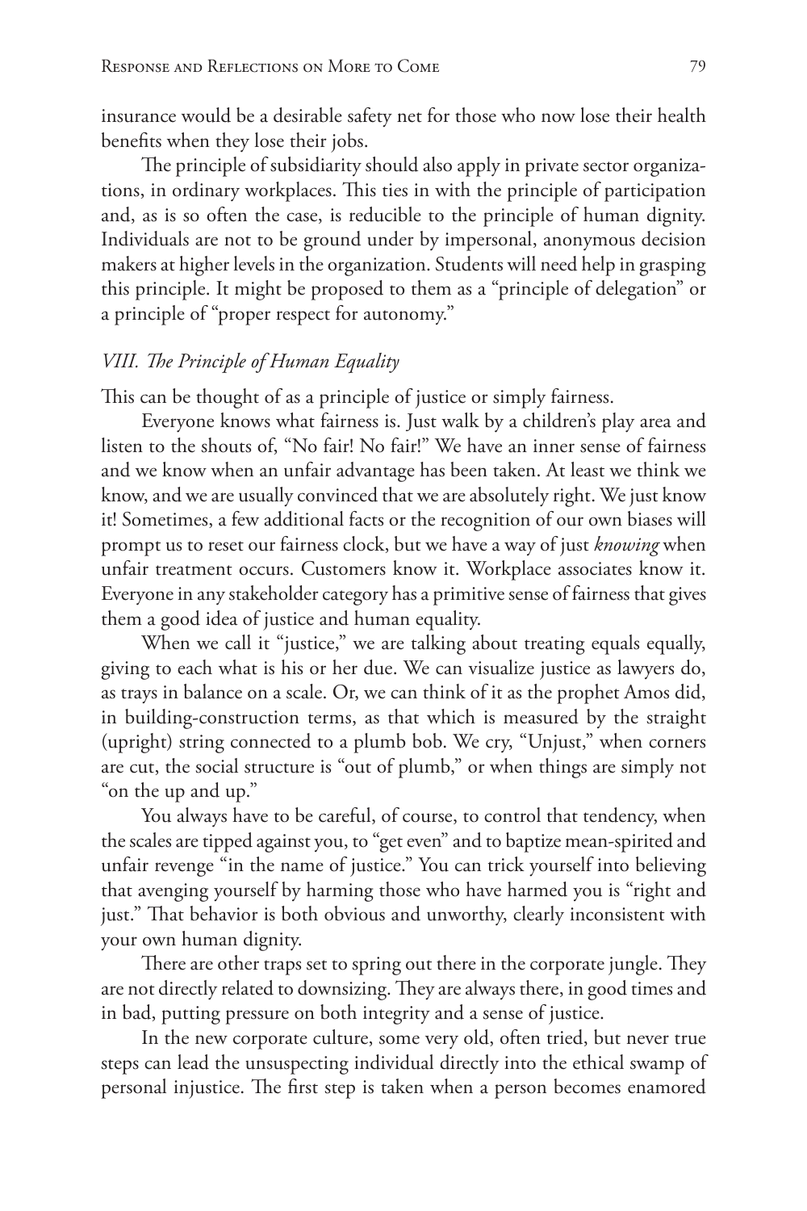insurance would be a desirable safety net for those who now lose their health benefits when they lose their jobs.

The principle of subsidiarity should also apply in private sector organizations, in ordinary workplaces. This ties in with the principle of participation and, as is so often the case, is reducible to the principle of human dignity. Individuals are not to be ground under by impersonal, anonymous decision makers at higher levels in the organization. Students will need help in grasping this principle. It might be proposed to them as a "principle of delegation" or a principle of "proper respect for autonomy."

### *VIII. The Principle of Human Equality*

This can be thought of as a principle of justice or simply fairness.

Everyone knows what fairness is. Just walk by a children's play area and listen to the shouts of, "No fair! No fair!" We have an inner sense of fairness and we know when an unfair advantage has been taken. At least we think we know, and we are usually convinced that we are absolutely right. We just know it! Sometimes, a few additional facts or the recognition of our own biases will prompt us to reset our fairness clock, but we have a way of just *knowing* when unfair treatment occurs. Customers know it. Workplace associates know it. Everyone in any stakeholder category has a primitive sense of fairness that gives them a good idea of justice and human equality.

When we call it "justice," we are talking about treating equals equally, giving to each what is his or her due. We can visualize justice as lawyers do, as trays in balance on a scale. Or, we can think of it as the prophet Amos did, in building-construction terms, as that which is measured by the straight (upright) string connected to a plumb bob. We cry, "Unjust," when corners are cut, the social structure is "out of plumb," or when things are simply not "on the up and up."

You always have to be careful, of course, to control that tendency, when the scales are tipped against you, to "get even" and to baptize mean-spirited and unfair revenge "in the name of justice." You can trick yourself into believing that avenging yourself by harming those who have harmed you is "right and just." That behavior is both obvious and unworthy, clearly inconsistent with your own human dignity.

There are other traps set to spring out there in the corporate jungle. They are not directly related to downsizing. They are always there, in good times and in bad, putting pressure on both integrity and a sense of justice.

In the new corporate culture, some very old, often tried, but never true steps can lead the unsuspecting individual directly into the ethical swamp of personal injustice. The first step is taken when a person becomes enamored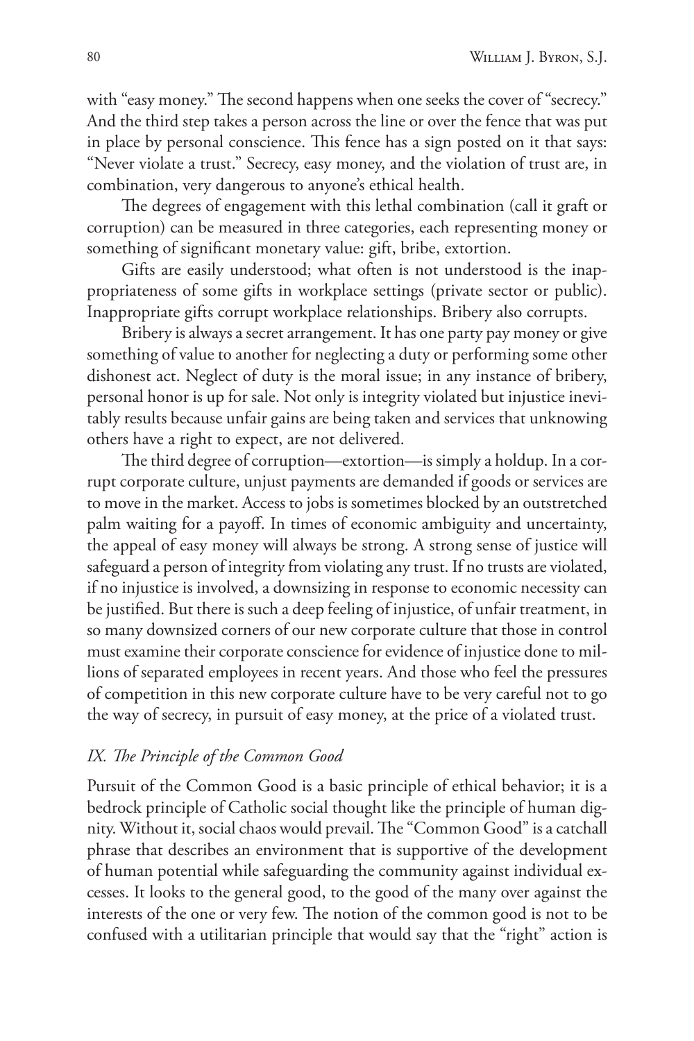with "easy money." The second happens when one seeks the cover of "secrecy." And the third step takes a person across the line or over the fence that was put in place by personal conscience. This fence has a sign posted on it that says: "Never violate a trust." Secrecy, easy money, and the violation of trust are, in combination, very dangerous to anyone's ethical health.

The degrees of engagement with this lethal combination (call it graft or corruption) can be measured in three categories, each representing money or something of significant monetary value: gift, bribe, extortion.

Gifts are easily understood; what often is not understood is the inappropriateness of some gifts in workplace settings (private sector or public). Inappropriate gifts corrupt workplace relationships. Bribery also corrupts.

Bribery is always a secret arrangement. It has one party pay money or give something of value to another for neglecting a duty or performing some other dishonest act. Neglect of duty is the moral issue; in any instance of bribery, personal honor is up for sale. Not only is integrity violated but injustice inevitably results because unfair gains are being taken and services that unknowing others have a right to expect, are not delivered.

The third degree of corruption—extortion—is simply a holdup. In a corrupt corporate culture, unjust payments are demanded if goods or services are to move in the market. Access to jobs is sometimes blocked by an outstretched palm waiting for a payoff. In times of economic ambiguity and uncertainty, the appeal of easy money will always be strong. A strong sense of justice will safeguard a person of integrity from violating any trust. If no trusts are violated, if no injustice is involved, a downsizing in response to economic necessity can be justified. But there is such a deep feeling of injustice, of unfair treatment, in so many downsized corners of our new corporate culture that those in control must examine their corporate conscience for evidence of injustice done to millions of separated employees in recent years. And those who feel the pressures of competition in this new corporate culture have to be very careful not to go the way of secrecy, in pursuit of easy money, at the price of a violated trust.

## *IX. The Principle of the Common Good*

Pursuit of the Common Good is a basic principle of ethical behavior; it is a bedrock principle of Catholic social thought like the principle of human dignity. Without it, social chaos would prevail. The "Common Good" is a catchall phrase that describes an environment that is supportive of the development of human potential while safeguarding the community against individual excesses. It looks to the general good, to the good of the many over against the interests of the one or very few. The notion of the common good is not to be confused with a utilitarian principle that would say that the "right" action is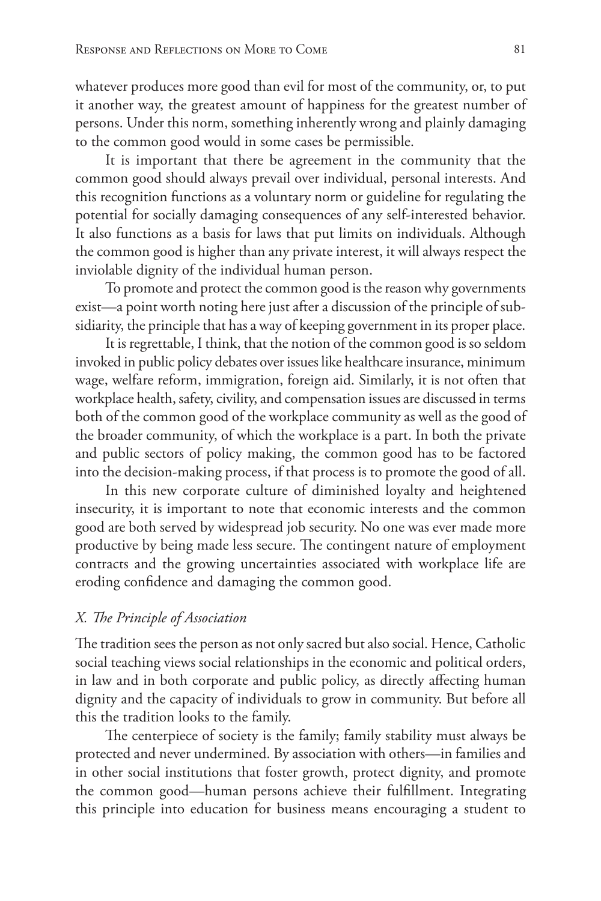whatever produces more good than evil for most of the community, or, to put it another way, the greatest amount of happiness for the greatest number of persons. Under this norm, something inherently wrong and plainly damaging to the common good would in some cases be permissible.

It is important that there be agreement in the community that the common good should always prevail over individual, personal interests. And this recognition functions as a voluntary norm or guideline for regulating the potential for socially damaging consequences of any self-interested behavior. It also functions as a basis for laws that put limits on individuals. Although the common good is higher than any private interest, it will always respect the inviolable dignity of the individual human person.

To promote and protect the common good is the reason why governments exist—a point worth noting here just after a discussion of the principle of subsidiarity, the principle that has a way of keeping government in its proper place.

It is regrettable, I think, that the notion of the common good is so seldom invoked in public policy debates over issues like healthcare insurance, minimum wage, welfare reform, immigration, foreign aid. Similarly, it is not often that workplace health, safety, civility, and compensation issues are discussed in terms both of the common good of the workplace community as well as the good of the broader community, of which the workplace is a part. In both the private and public sectors of policy making, the common good has to be factored into the decision-making process, if that process is to promote the good of all.

In this new corporate culture of diminished loyalty and heightened insecurity, it is important to note that economic interests and the common good are both served by widespread job security. No one was ever made more productive by being made less secure. The contingent nature of employment contracts and the growing uncertainties associated with workplace life are eroding confidence and damaging the common good.

### *X. The Principle of Association*

The tradition sees the person as not only sacred but also social. Hence, Catholic social teaching views social relationships in the economic and political orders, in law and in both corporate and public policy, as directly affecting human dignity and the capacity of individuals to grow in community. But before all this the tradition looks to the family.

The centerpiece of society is the family; family stability must always be protected and never undermined. By association with others—in families and in other social institutions that foster growth, protect dignity, and promote the common good—human persons achieve their fulfillment. Integrating this principle into education for business means encouraging a student to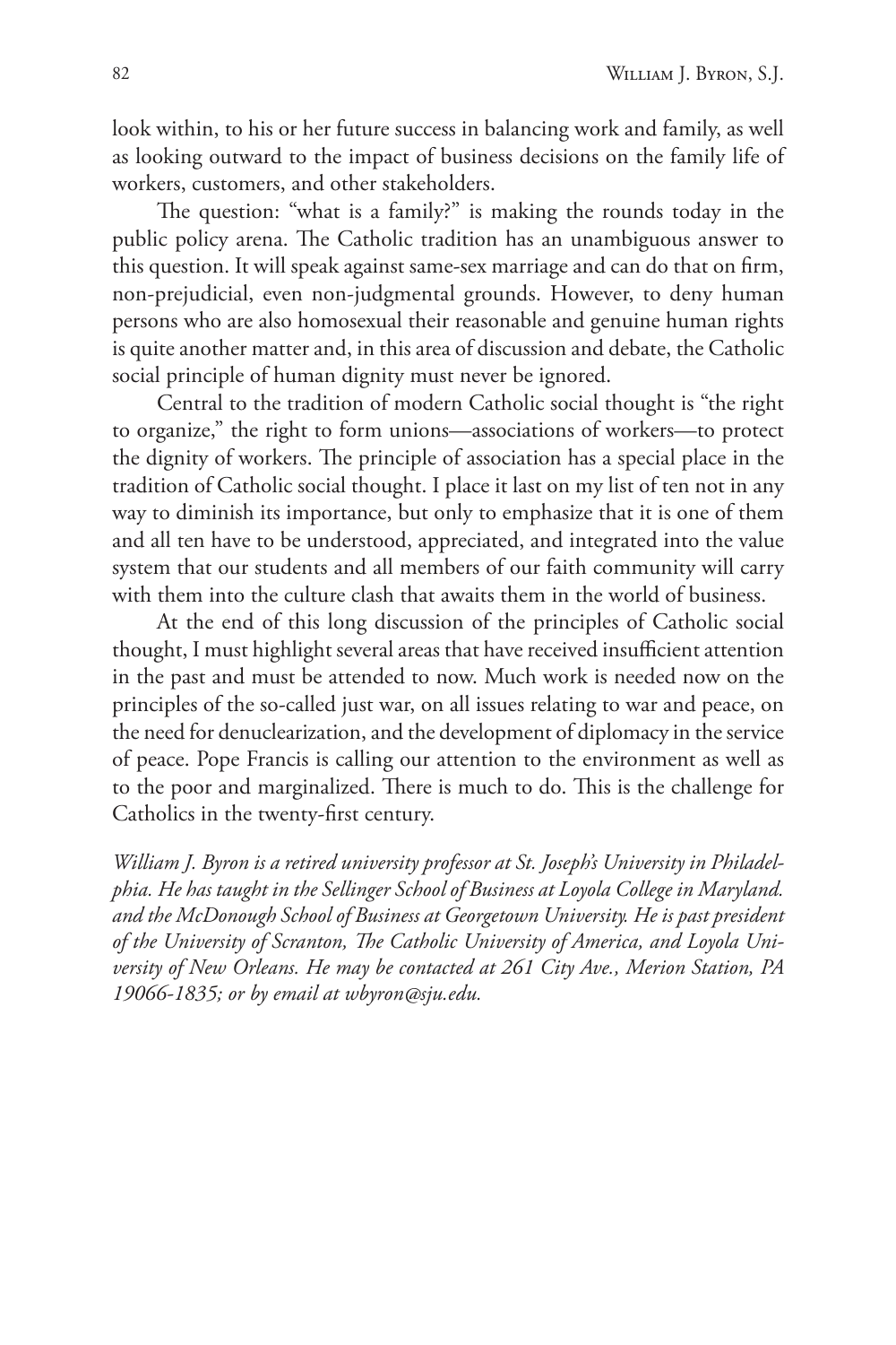look within, to his or her future success in balancing work and family, as well as looking outward to the impact of business decisions on the family life of workers, customers, and other stakeholders.

The question: "what is a family?" is making the rounds today in the public policy arena. The Catholic tradition has an unambiguous answer to this question. It will speak against same-sex marriage and can do that on firm, non-prejudicial, even non-judgmental grounds. However, to deny human persons who are also homosexual their reasonable and genuine human rights is quite another matter and, in this area of discussion and debate, the Catholic social principle of human dignity must never be ignored.

Central to the tradition of modern Catholic social thought is "the right to organize," the right to form unions—associations of workers—to protect the dignity of workers. The principle of association has a special place in the tradition of Catholic social thought. I place it last on my list of ten not in any way to diminish its importance, but only to emphasize that it is one of them and all ten have to be understood, appreciated, and integrated into the value system that our students and all members of our faith community will carry with them into the culture clash that awaits them in the world of business.

At the end of this long discussion of the principles of Catholic social thought, I must highlight several areas that have received insufficient attention in the past and must be attended to now. Much work is needed now on the principles of the so-called just war, on all issues relating to war and peace, on the need for denuclearization, and the development of diplomacy in the service of peace. Pope Francis is calling our attention to the environment as well as to the poor and marginalized. There is much to do. This is the challenge for Catholics in the twenty-first century.

*William J. Byron is a retired university professor at St. Joseph's University in Philadelphia. He has taught in the Sellinger School of Business at Loyola College in Maryland. and the McDonough School of Business at Georgetown University. He is past president of the University of Scranton, The Catholic University of America, and Loyola University of New Orleans. He may be contacted at 261 City Ave., Merion Station, PA 19066-1835; or by email at wbyron@sju.edu.*